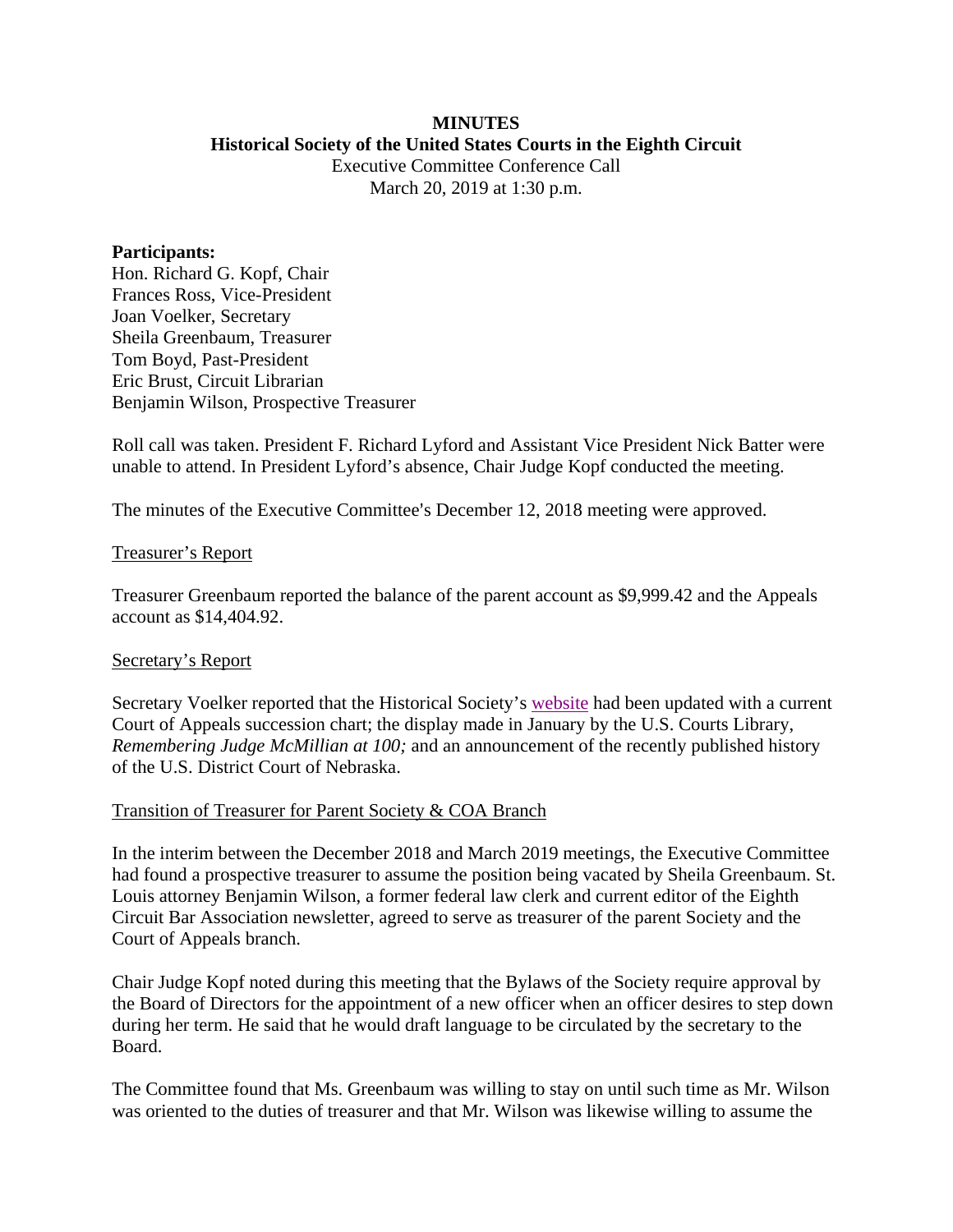**MINUTES**
**Historical Society of the United States Courts in the Eighth Circuit**
Executive Committee Conference Call
March 20, 2019 at 1:30 p.m.

**Participants:**
Hon. Richard G. Kopf, Chair
Frances Ross, Vice-President
Joan Voelker, Secretary
Sheila Greenbaum, Treasurer
Tom Boyd, Past-President
Eric Brust, Circuit Librarian
Benjamin Wilson, Prospective Treasurer

Roll call was taken. President F. Richard Lyford and Assistant Vice President Nick Batter were unable to attend. In President Lyford's absence, Chair Judge Kopf conducted the meeting.

The minutes of the Executive Committee's December 12, 2018 meeting were approved.

<u>Treasurer's Report</u>

Treasurer Greenbaum reported the balance of the parent account as $9,999.42 and the Appeals account as $14,404.92.

<u>Secretary's Report</u>

Secretary Voelker reported that the Historical Society's website had been updated with a current Court of Appeals succession chart; the display made in January by the U.S. Courts Library, *Remembering Judge McMillian at 100;* and an announcement of the recently published history of the U.S. District Court of Nebraska.

<u>Transition of Treasurer for Parent Society & COA Branch</u>

In the interim between the December 2018 and March 2019 meetings, the Executive Committee had found a prospective treasurer to assume the position being vacated by Sheila Greenbaum. St. Louis attorney Benjamin Wilson, a former federal law clerk and current editor of the Eighth Circuit Bar Association newsletter, agreed to serve as treasurer of the parent Society and the Court of Appeals branch.

Chair Judge Kopf noted during this meeting that the Bylaws of the Society require approval by the Board of Directors for the appointment of a new officer when an officer desires to step down during her term. He said that he would draft language to be circulated by the secretary to the Board.

The Committee found that Ms. Greenbaum was willing to stay on until such time as Mr. Wilson was oriented to the duties of treasurer and that Mr. Wilson was likewise willing to assume the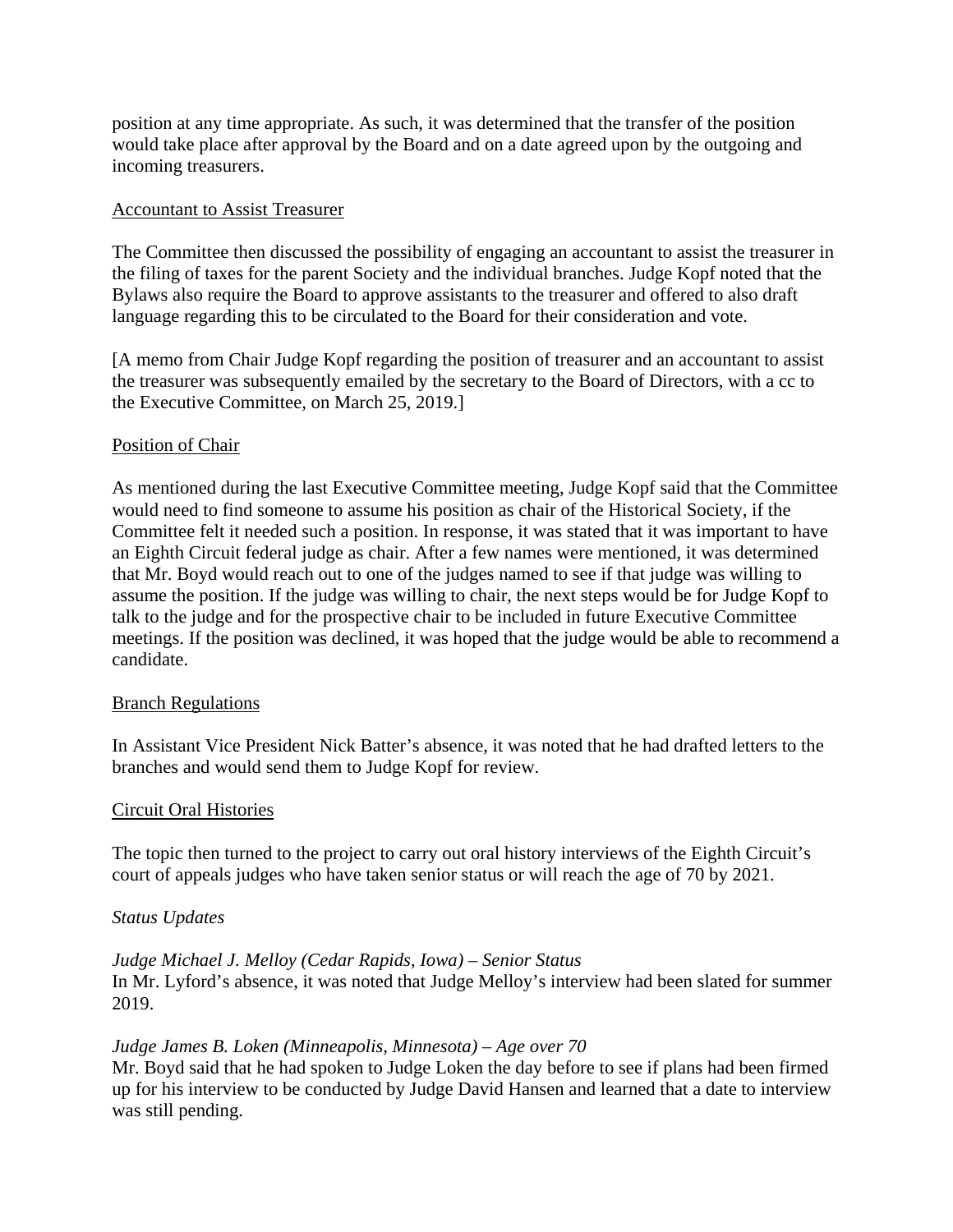position at any time appropriate. As such, it was determined that the transfer of the position would take place after approval by the Board and on a date agreed upon by the outgoing and incoming treasurers.

<u>Accountant to Assist Treasurer</u>

The Committee then discussed the possibility of engaging an accountant to assist the treasurer in the filing of taxes for the parent Society and the individual branches. Judge Kopf noted that the Bylaws also require the Board to approve assistants to the treasurer and offered to also draft language regarding this to be circulated to the Board for their consideration and vote.

[A memo from Chair Judge Kopf regarding the position of treasurer and an accountant to assist the treasurer was subsequently emailed by the secretary to the Board of Directors, with a cc to the Executive Committee, on March 25, 2019.]

<u>Position of Chair</u>

As mentioned during the last Executive Committee meeting, Judge Kopf said that the Committee would need to find someone to assume his position as chair of the Historical Society, if the Committee felt it needed such a position. In response, it was stated that it was important to have an Eighth Circuit federal judge as chair. After a few names were mentioned, it was determined that Mr. Boyd would reach out to one of the judges named to see if that judge was willing to assume the position. If the judge was willing to chair, the next steps would be for Judge Kopf to talk to the judge and for the prospective chair to be included in future Executive Committee meetings. If the position was declined, it was hoped that the judge would be able to recommend a candidate.

<u>Branch Regulations</u>

In Assistant Vice President Nick Batter's absence, it was noted that he had drafted letters to the branches and would send them to Judge Kopf for review.

<u>Circuit Oral Histories</u>

The topic then turned to the project to carry out oral history interviews of the Eighth Circuit's court of appeals judges who have taken senior status or will reach the age of 70 by 2021.

*Status Updates*

*Judge Michael J. Melloy (Cedar Rapids, Iowa) – Senior Status*
In Mr. Lyford's absence, it was noted that Judge Melloy's interview had been slated for summer 2019.

*Judge James B. Loken (Minneapolis, Minnesota) – Age over 70*
Mr. Boyd said that he had spoken to Judge Loken the day before to see if plans had been firmed up for his interview to be conducted by Judge David Hansen and learned that a date to interview was still pending.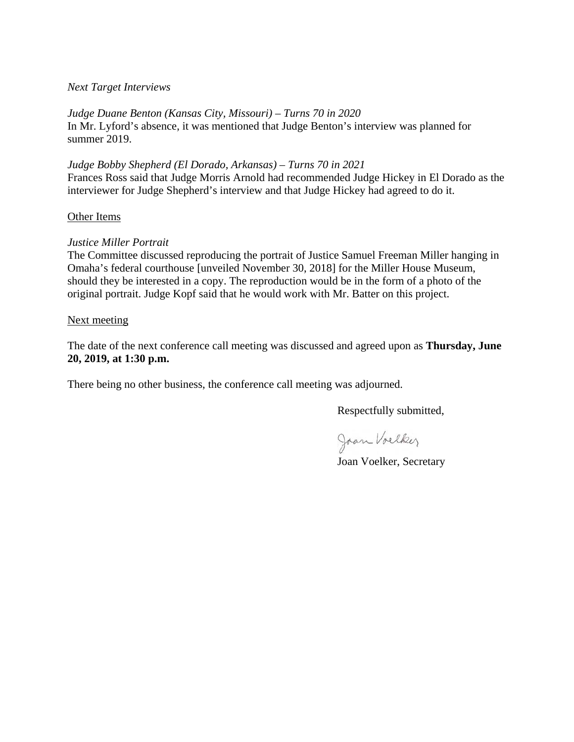*Next Target Interviews*

*Judge Duane Benton (Kansas City, Missouri) – Turns 70 in 2020*
In Mr. Lyford's absence, it was mentioned that Judge Benton's interview was planned for summer 2019.

*Judge Bobby Shepherd (El Dorado, Arkansas) – Turns 70 in 2021*
Frances Ross said that Judge Morris Arnold had recommended Judge Hickey in El Dorado as the interviewer for Judge Shepherd's interview and that Judge Hickey had agreed to do it.

<u>Other Items</u>

*Justice Miller Portrait*
The Committee discussed reproducing the portrait of Justice Samuel Freeman Miller hanging in Omaha's federal courthouse [unveiled November 30, 2018] for the Miller House Museum, should they be interested in a copy. The reproduction would be in the form of a photo of the original portrait. Judge Kopf said that he would work with Mr. Batter on this project.

<u>Next meeting</u>

The date of the next conference call meeting was discussed and agreed upon as **Thursday, June 20, 2019, at 1:30 p.m.**

There being no other business, the conference call meeting was adjourned.

Respectfully submitted,

Joan Voelker

Joan Voelker, Secretary